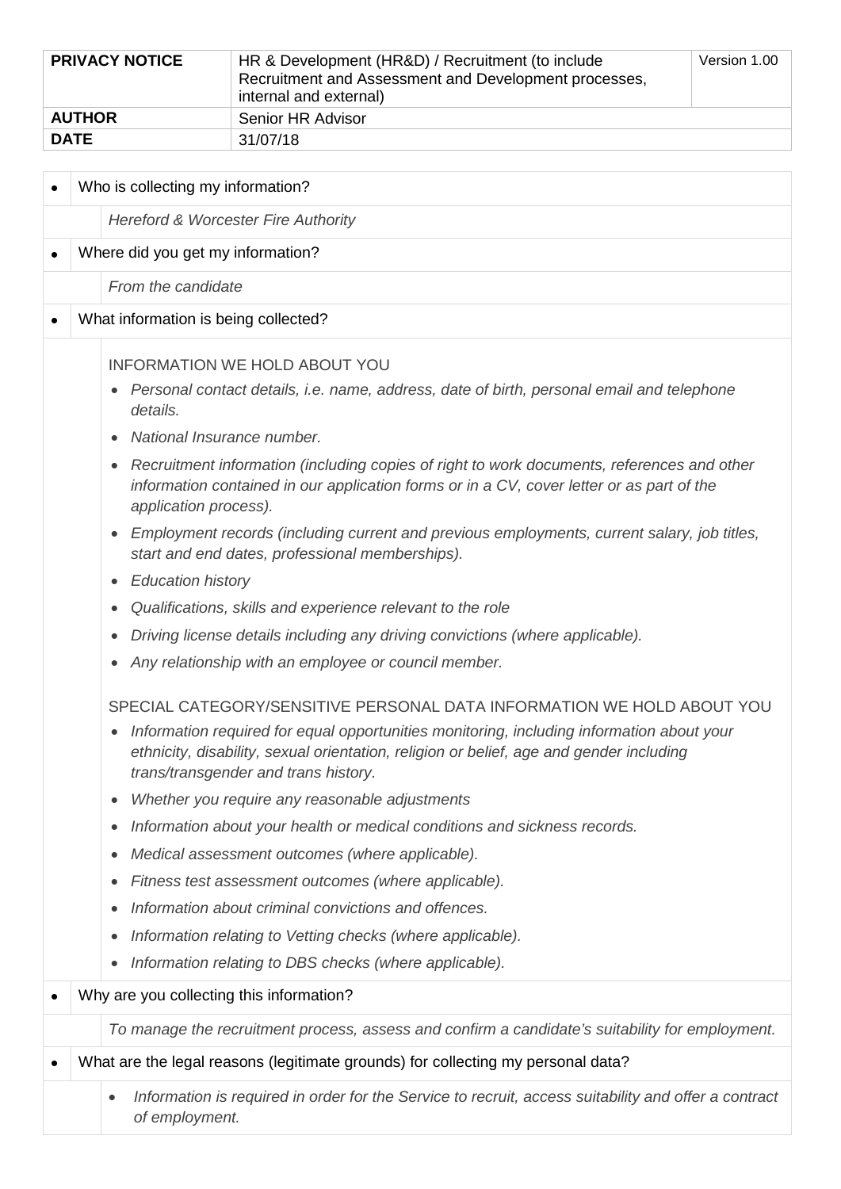| **PRIVACY NOTICE** | HR & Development (HR&D) / Recruitment (to include Recruitment and Assessment and Development processes, internal and external) | Version 1.00 |
| --- | --- | --- |
| **AUTHOR** | Senior HR Advisor | |
| **DATE** | 31/07/18 | |

- Who is collecting my information?

  *Hereford & Worcester Fire Authority*

- Where did you get my information?

  *From the candidate*

- What information is being collected?

  INFORMATION WE HOLD ABOUT YOU

  - *Personal contact details, i.e. name, address, date of birth, personal email and telephone details.*
  - *National Insurance number.*
  - *Recruitment information (including copies of right to work documents, references and other information contained in our application forms or in a CV, cover letter or as part of the application process).*
  - *Employment records (including current and previous employments, current salary, job titles, start and end dates, professional memberships).*
  - *Education history*
  - *Qualifications, skills and experience relevant to the role*
  - *Driving license details including any driving convictions (where applicable).*
  - *Any relationship with an employee or council member.*

  SPECIAL CATEGORY/SENSITIVE PERSONAL DATA INFORMATION WE HOLD ABOUT YOU

  - *Information required for equal opportunities monitoring, including information about your ethnicity, disability, sexual orientation, religion or belief, age and gender including trans/transgender and trans history.*
  - *Whether you require any reasonable adjustments*
  - *Information about your health or medical conditions and sickness records.*
  - *Medical assessment outcomes (where applicable).*
  - *Fitness test assessment outcomes (where applicable).*
  - *Information about criminal convictions and offences.*
  - *Information relating to Vetting checks (where applicable).*
  - *Information relating to DBS checks (where applicable).*

- Why are you collecting this information?

  *To manage the recruitment process, assess and confirm a candidate's suitability for employment.*

- What are the legal reasons (legitimate grounds) for collecting my personal data?

  - *Information is required in order for the Service to recruit, access suitability and offer a contract of employment.*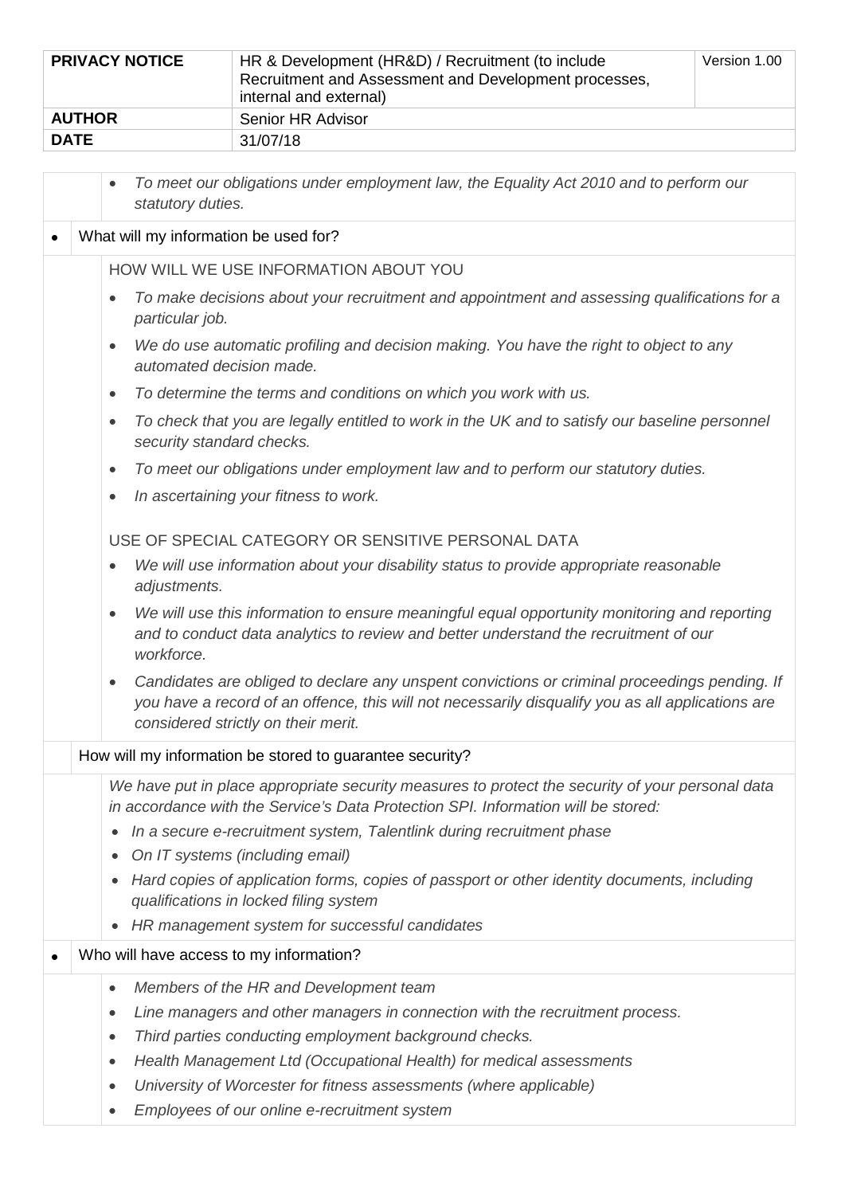| PRIVACY NOTICE | HR & Development (HR&D) / Recruitment (to include Recruitment and Assessment and Development processes, internal and external) | Version 1.00 |
| --- | --- | --- |
| **AUTHOR** | Senior HR Advisor | |
| **DATE** | 31/07/18 | |

- *To meet our obligations under employment law, the Equality Act 2010 and to perform our statutory duties.*

- What will my information be used for?

HOW WILL WE USE INFORMATION ABOUT YOU

- *To make decisions about your recruitment and appointment and assessing qualifications for a particular job.*
- *We do use automatic profiling and decision making. You have the right to object to any automated decision made.*
- *To determine the terms and conditions on which you work with us.*
- *To check that you are legally entitled to work in the UK and to satisfy our baseline personnel security standard checks.*
- *To meet our obligations under employment law and to perform our statutory duties.*
- *In ascertaining your fitness to work.*

USE OF SPECIAL CATEGORY OR SENSITIVE PERSONAL DATA

- *We will use information about your disability status to provide appropriate reasonable adjustments.*
- *We will use this information to ensure meaningful equal opportunity monitoring and reporting and to conduct data analytics to review and better understand the recruitment of our workforce.*
- *Candidates are obliged to declare any unspent convictions or criminal proceedings pending. If you have a record of an offence, this will not necessarily disqualify you as all applications are considered strictly on their merit.*

How will my information be stored to guarantee security?

*We have put in place appropriate security measures to protect the security of your personal data in accordance with the Service's Data Protection SPI. Information will be stored:*

- *In a secure e-recruitment system, Talentlink during recruitment phase*
- *On IT systems (including email)*
- *Hard copies of application forms, copies of passport or other identity documents, including qualifications in locked filing system*
- *HR management system for successful candidates*

- Who will have access to my information?

- *Members of the HR and Development team*
- *Line managers and other managers in connection with the recruitment process.*
- *Third parties conducting employment background checks.*
- *Health Management Ltd (Occupational Health) for medical assessments*
- *University of Worcester for fitness assessments (where applicable)*
- *Employees of our online e-recruitment system*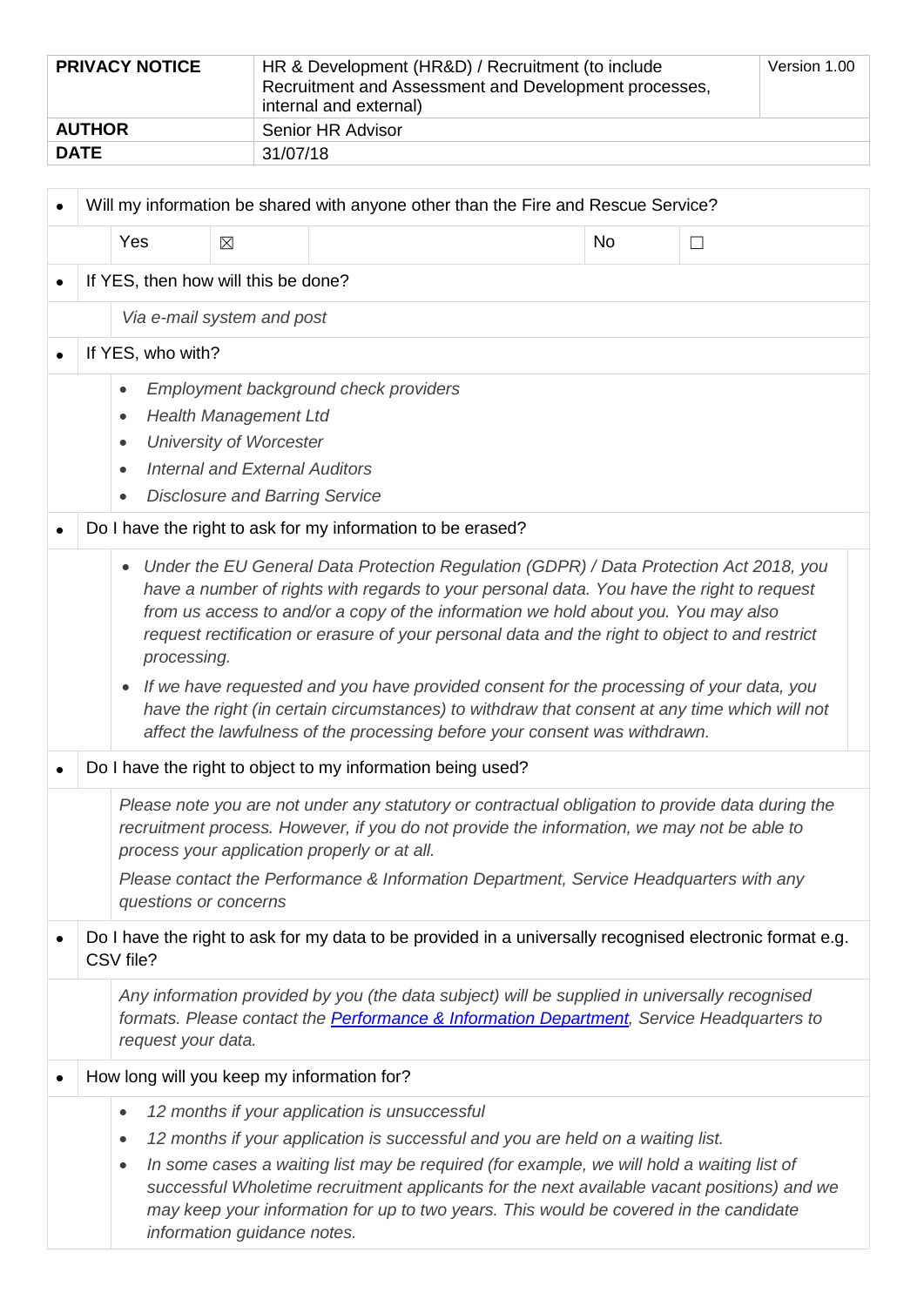| **PRIVACY NOTICE** | HR & Development (HR&D) / Recruitment (to include Recruitment and Assessment and Development processes, internal and external) | Version 1.00 |
|---|---|---|
| **AUTHOR** | Senior HR Advisor | |
| **DATE** | 31/07/18 | |

- Will my information be shared with anyone other than the Fire and Rescue Service?

  Yes ☒ No ☐

- If YES, then how will this be done?

  *Via e-mail system and post*

- If YES, who with?

  - *Employment background check providers*
  - *Health Management Ltd*
  - *University of Worcester*
  - *Internal and External Auditors*
  - *Disclosure and Barring Service*

- Do I have the right to ask for my information to be erased?

  - *Under the EU General Data Protection Regulation (GDPR) / Data Protection Act 2018, you have a number of rights with regards to your personal data. You have the right to request from us access to and/or a copy of the information we hold about you. You may also request rectification or erasure of your personal data and the right to object to and restrict processing.*
  - *If we have requested and you have provided consent for the processing of your data, you have the right (in certain circumstances) to withdraw that consent at any time which will not affect the lawfulness of the processing before your consent was withdrawn.*

- Do I have the right to object to my information being used?

  *Please note you are not under any statutory or contractual obligation to provide data during the recruitment process. However, if you do not provide the information, we may not be able to process your application properly or at all.*

  *Please contact the Performance & Information Department, Service Headquarters with any questions or concerns*

- Do I have the right to ask for my data to be provided in a universally recognised electronic format e.g. CSV file?

  *Any information provided by you (the data subject) will be supplied in universally recognised formats. Please contact the Performance & Information Department, Service Headquarters to request your data.*

- How long will you keep my information for?

  - *12 months if your application is unsuccessful*
  - *12 months if your application is successful and you are held on a waiting list.*
  - *In some cases a waiting list may be required (for example, we will hold a waiting list of successful Wholetime recruitment applicants for the next available vacant positions) and we may keep your information for up to two years. This would be covered in the candidate information guidance notes.*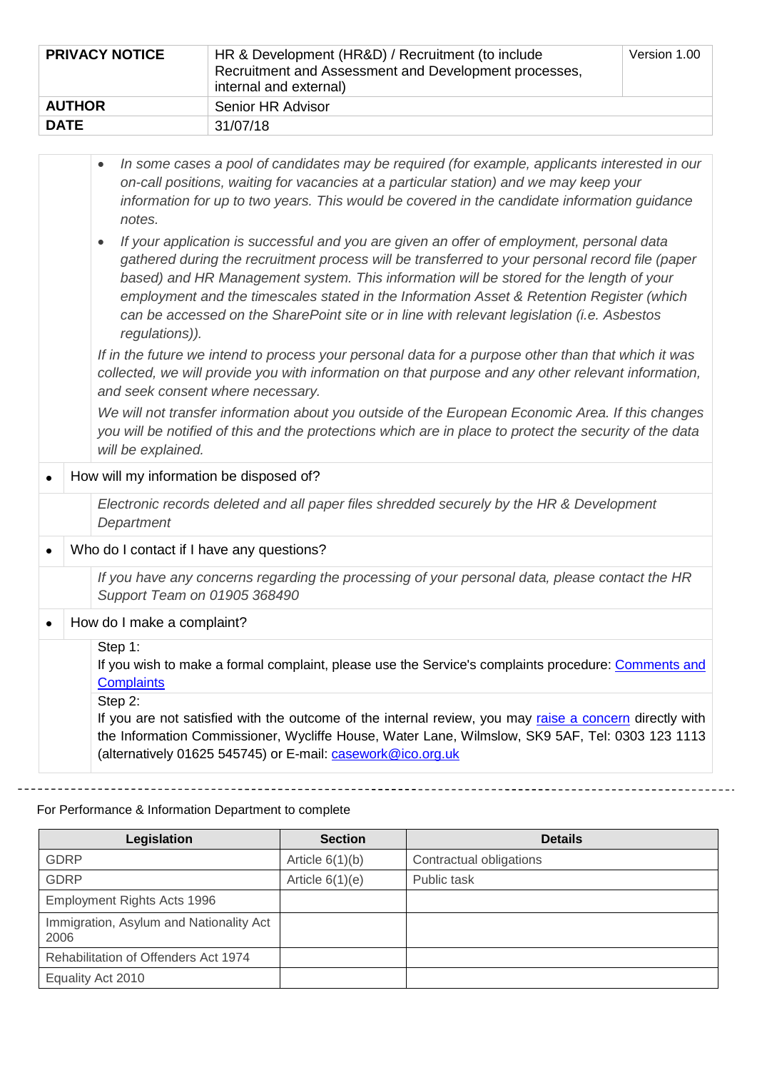| | | |
|---|---|---|
| **PRIVACY NOTICE** | HR & Development (HR&D) / Recruitment (to include Recruitment and Assessment and Development processes, internal and external) | Version 1.00 |
| **AUTHOR** | Senior HR Advisor | |
| **DATE** | 31/07/18 | |

- *In some cases a pool of candidates may be required (for example, applicants interested in our on-call positions, waiting for vacancies at a particular station) and we may keep your information for up to two years. This would be covered in the candidate information guidance notes.*
- *If your application is successful and you are given an offer of employment, personal data gathered during the recruitment process will be transferred to your personal record file (paper based) and HR Management system. This information will be stored for the length of your employment and the timescales stated in the Information Asset & Retention Register (which can be accessed on the SharePoint site or in line with relevant legislation (i.e. Asbestos regulations)).*

*If in the future we intend to process your personal data for a purpose other than that which it was collected, we will provide you with information on that purpose and any other relevant information, and seek consent where necessary.*

*We will not transfer information about you outside of the European Economic Area. If this changes you will be notified of this and the protections which are in place to protect the security of the data will be explained.*

- How will my information be disposed of?

*Electronic records deleted and all paper files shredded securely by the HR & Development Department*

- Who do I contact if I have any questions?

*If you have any concerns regarding the processing of your personal data, please contact the HR Support Team on 01905 368490*

- How do I make a complaint?

Step 1:
If you wish to make a formal complaint, please use the Service's complaints procedure: Comments and Complaints

Step 2:
If you are not satisfied with the outcome of the internal review, you may raise a concern directly with the Information Commissioner, Wycliffe House, Water Lane, Wilmslow, SK9 5AF, Tel: 0303 123 1113 (alternatively 01625 545745) or E-mail: casework@ico.org.uk

---

For Performance & Information Department to complete

| Legislation | Section | Details |
|---|---|---|
| GDRP | Article 6(1)(b) | Contractual obligations |
| GDRP | Article 6(1)(e) | Public task |
| Employment Rights Acts 1996 | | |
| Immigration, Asylum and Nationality Act 2006 | | |
| Rehabilitation of Offenders Act 1974 | | |
| Equality Act 2010 | | |